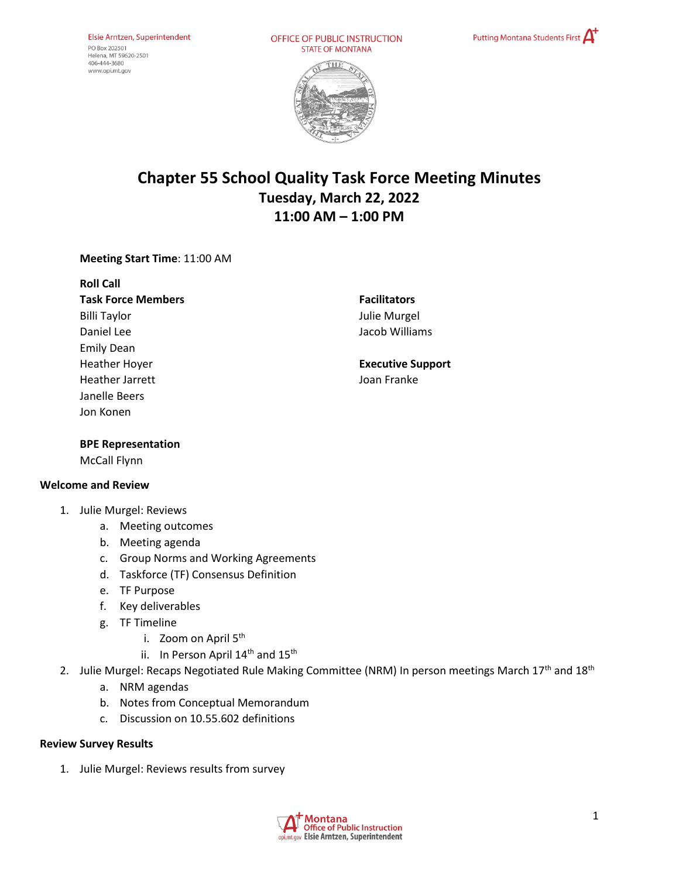Elsie Arntzen, Superintendent
PO Box 202501
Helena, MT 59620-2501
406-444-3680
www.opi.mt.gov

OFFICE OF PUBLIC INSTRUCTION
STATE OF MONTANA

Putting Montana Students First

# Chapter 55 School Quality Task Force Meeting Minutes
## Tuesday, March 22, 2022
## 11:00 AM – 1:00 PM

**Meeting Start Time**: 11:00 AM

**Roll Call**

**Task Force Members**
Billi Taylor
Daniel Lee
Emily Dean
Heather Hoyer
Heather Jarrett
Janelle Beers
Jon Konen

**Facilitators**
Julie Murgel
Jacob Williams

**Executive Support**
Joan Franke

**BPE Representation**
McCall Flynn

**Welcome and Review**

1. Julie Murgel: Reviews
   a. Meeting outcomes
   b. Meeting agenda
   c. Group Norms and Working Agreements
   d. Taskforce (TF) Consensus Definition
   e. TF Purpose
   f. Key deliverables
   g. TF Timeline
      i. Zoom on April 5th
      ii. In Person April 14th and 15th
2. Julie Murgel: Recaps Negotiated Rule Making Committee (NRM) In person meetings March 17th and 18th
   a. NRM agendas
   b. Notes from Conceptual Memorandum
   c. Discussion on 10.55.602 definitions

**Review Survey Results**

1. Julie Murgel: Reviews results from survey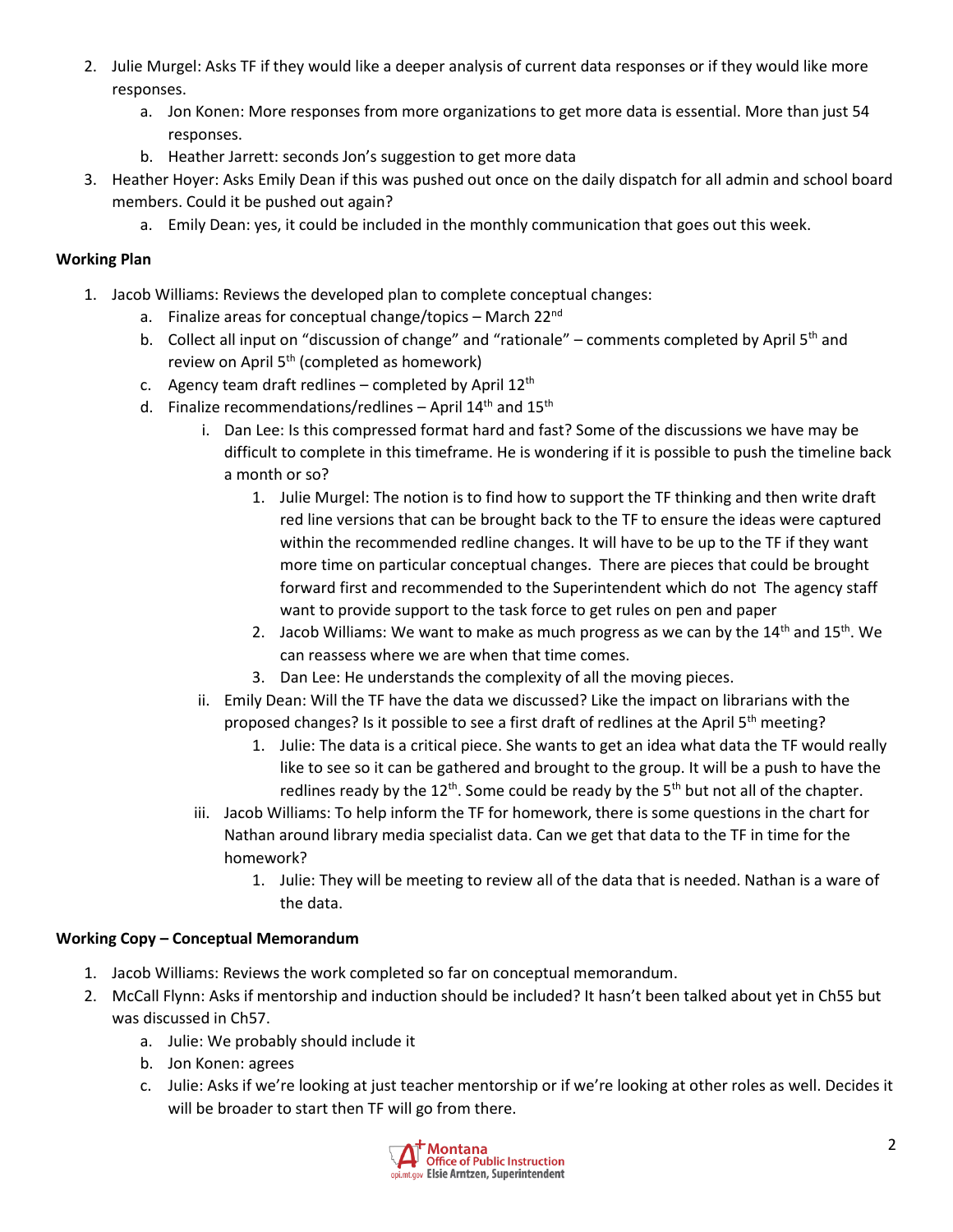2. Julie Murgel: Asks TF if they would like a deeper analysis of current data responses or if they would like more responses.
   a. Jon Konen: More responses from more organizations to get more data is essential. More than just 54 responses.
   b. Heather Jarrett: seconds Jon's suggestion to get more data
3. Heather Hoyer: Asks Emily Dean if this was pushed out once on the daily dispatch for all admin and school board members. Could it be pushed out again?
   a. Emily Dean: yes, it could be included in the monthly communication that goes out this week.

**Working Plan**

1. Jacob Williams: Reviews the developed plan to complete conceptual changes:
   a. Finalize areas for conceptual change/topics – March 22nd
   b. Collect all input on "discussion of change" and "rationale" – comments completed by April 5th and review on April 5th (completed as homework)
   c. Agency team draft redlines – completed by April 12th
   d. Finalize recommendations/redlines – April 14th and 15th
      i. Dan Lee: Is this compressed format hard and fast? Some of the discussions we have may be difficult to complete in this timeframe. He is wondering if it is possible to push the timeline back a month or so?
         1. Julie Murgel: The notion is to find how to support the TF thinking and then write draft red line versions that can be brought back to the TF to ensure the ideas were captured within the recommended redline changes. It will have to be up to the TF if they want more time on particular conceptual changes. There are pieces that could be brought forward first and recommended to the Superintendent which do not The agency staff want to provide support to the task force to get rules on pen and paper
         2. Jacob Williams: We want to make as much progress as we can by the 14th and 15th. We can reassess where we are when that time comes.
         3. Dan Lee: He understands the complexity of all the moving pieces.
      ii. Emily Dean: Will the TF have the data we discussed? Like the impact on librarians with the proposed changes? Is it possible to see a first draft of redlines at the April 5th meeting?
         1. Julie: The data is a critical piece. She wants to get an idea what data the TF would really like to see so it can be gathered and brought to the group. It will be a push to have the redlines ready by the 12th. Some could be ready by the 5th but not all of the chapter.
      iii. Jacob Williams: To help inform the TF for homework, there is some questions in the chart for Nathan around library media specialist data. Can we get that data to the TF in time for the homework?
         1. Julie: They will be meeting to review all of the data that is needed. Nathan is a ware of the data.

**Working Copy – Conceptual Memorandum**

1. Jacob Williams: Reviews the work completed so far on conceptual memorandum.
2. McCall Flynn: Asks if mentorship and induction should be included? It hasn't been talked about yet in Ch55 but was discussed in Ch57.
   a. Julie: We probably should include it
   b. Jon Konen: agrees
   c. Julie: Asks if we're looking at just teacher mentorship or if we're looking at other roles as well. Decides it will be broader to start then TF will go from there.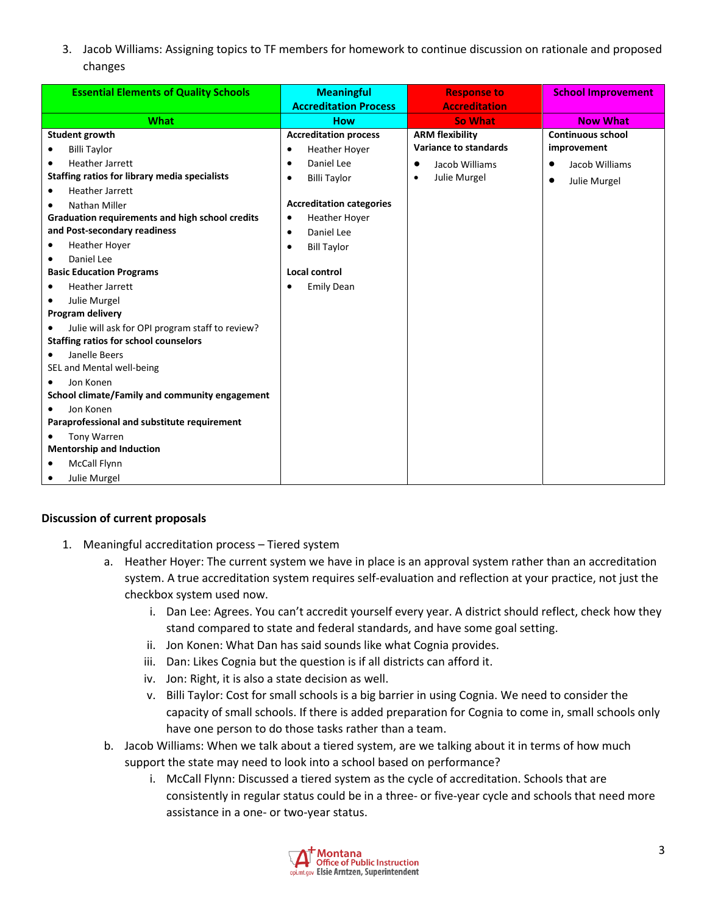3. Jacob Williams: Assigning topics to TF members for homework to continue discussion on rationale and proposed changes

| Essential Elements of Quality Schools | Meaningful Accreditation Process | Response to Accreditation | School Improvement |
|---|---|---|---|
| **What** | **How** | **So What** | **Now What** |
| **Student growth**<br>• Billi Taylor<br>• Heather Jarrett<br>**Staffing ratios for library media specialists**<br>• Heather Jarrett<br>• Nathan Miller<br>**Graduation requirements and high school credits and Post-secondary readiness**<br>• Heather Hoyer<br>• Daniel Lee<br>**Basic Education Programs**<br>• Heather Jarrett<br>• Julie Murgel<br>**Program delivery**<br>• Julie will ask for OPI program staff to review?<br>**Staffing ratios for school counselors**<br>• Janelle Beers<br>SEL and Mental well-being<br>• Jon Konen<br>**School climate/Family and community engagement**<br>• Jon Konen<br>**Paraprofessional and substitute requirement**<br>• Tony Warren<br>**Mentorship and Induction**<br>• McCall Flynn<br>• Julie Murgel | **Accreditation process**<br>• Heather Hoyer<br>• Daniel Lee<br>• Billi Taylor<br><br>**Accreditation categories**<br>• Heather Hoyer<br>• Daniel Lee<br>• Bill Taylor<br><br>**Local control**<br>• Emily Dean | **ARM flexibility**<br>**Variance to standards**<br>• Jacob Williams<br>• Julie Murgel | **Continuous school improvement**<br>• Jacob Williams<br>• Julie Murgel |

**Discussion of current proposals**

1. Meaningful accreditation process – Tiered system
   a. Heather Hoyer: The current system we have in place is an approval system rather than an accreditation system. A true accreditation system requires self-evaluation and reflection at your practice, not just the checkbox system used now.
      i. Dan Lee: Agrees. You can't accredit yourself every year. A district should reflect, check how they stand compared to state and federal standards, and have some goal setting.
      ii. Jon Konen: What Dan has said sounds like what Cognia provides.
      iii. Dan: Likes Cognia but the question is if all districts can afford it.
      iv. Jon: Right, it is also a state decision as well.
      v. Billi Taylor: Cost for small schools is a big barrier in using Cognia. We need to consider the capacity of small schools. If there is added preparation for Cognia to come in, small schools only have one person to do those tasks rather than a team.
   b. Jacob Williams: When we talk about a tiered system, are we talking about it in terms of how much support the state may need to look into a school based on performance?
      i. McCall Flynn: Discussed a tiered system as the cycle of accreditation. Schools that are consistently in regular status could be in a three- or five-year cycle and schools that need more assistance in a one- or two-year status.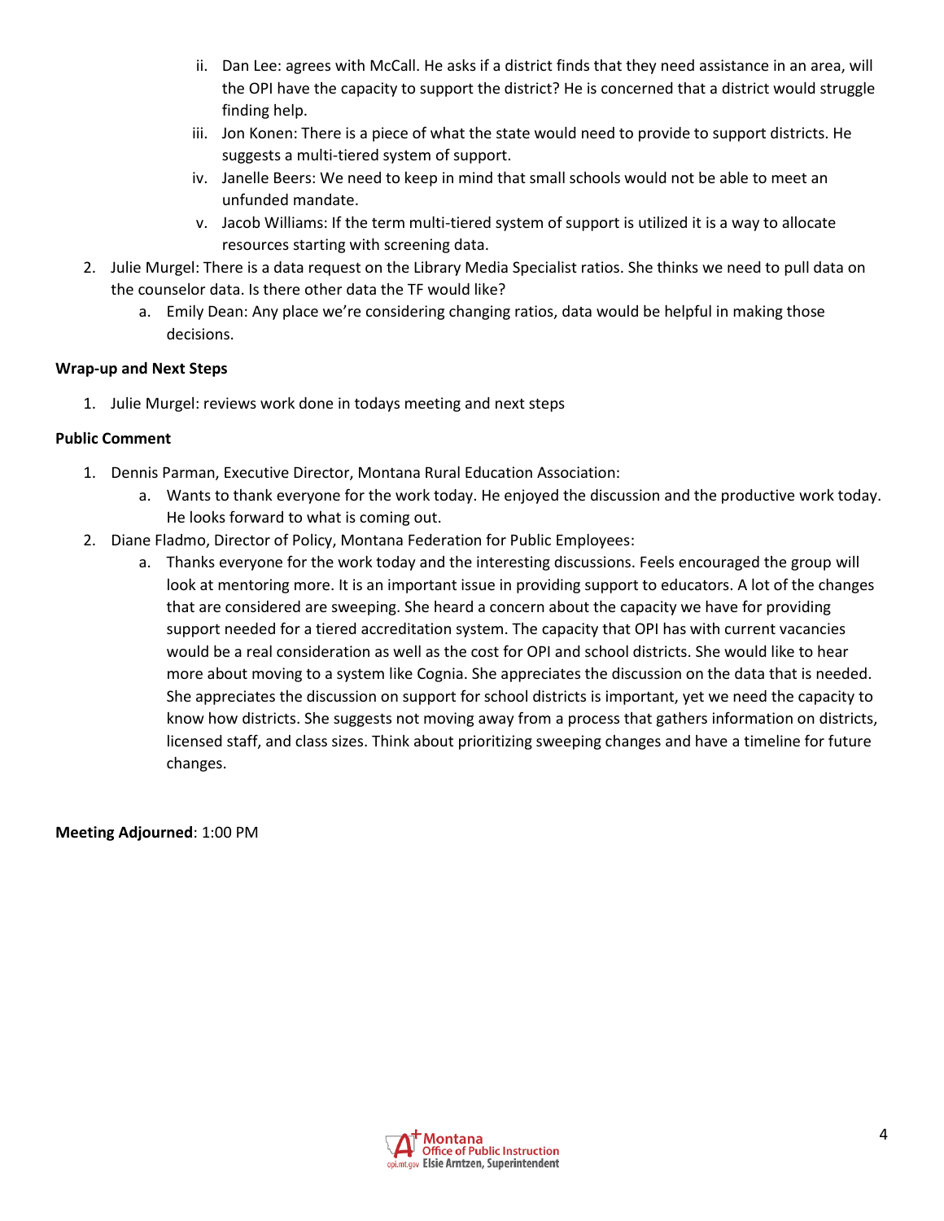ii. Dan Lee: agrees with McCall. He asks if a district finds that they need assistance in an area, will the OPI have the capacity to support the district? He is concerned that a district would struggle finding help.

iii. Jon Konen: There is a piece of what the state would need to provide to support districts. He suggests a multi-tiered system of support.

iv. Janelle Beers: We need to keep in mind that small schools would not be able to meet an unfunded mandate.

v. Jacob Williams: If the term multi-tiered system of support is utilized it is a way to allocate resources starting with screening data.

2. Julie Murgel: There is a data request on the Library Media Specialist ratios. She thinks we need to pull data on the counselor data. Is there other data the TF would like?
   a. Emily Dean: Any place we're considering changing ratios, data would be helpful in making those decisions.

**Wrap-up and Next Steps**

1. Julie Murgel: reviews work done in todays meeting and next steps

**Public Comment**

1. Dennis Parman, Executive Director, Montana Rural Education Association:
   a. Wants to thank everyone for the work today. He enjoyed the discussion and the productive work today. He looks forward to what is coming out.
2. Diane Fladmo, Director of Policy, Montana Federation for Public Employees:
   a. Thanks everyone for the work today and the interesting discussions. Feels encouraged the group will look at mentoring more. It is an important issue in providing support to educators. A lot of the changes that are considered are sweeping. She heard a concern about the capacity we have for providing support needed for a tiered accreditation system. The capacity that OPI has with current vacancies would be a real consideration as well as the cost for OPI and school districts. She would like to hear more about moving to a system like Cognia. She appreciates the discussion on the data that is needed. She appreciates the discussion on support for school districts is important, yet we need the capacity to know how districts. She suggests not moving away from a process that gathers information on districts, licensed staff, and class sizes. Think about prioritizing sweeping changes and have a timeline for future changes.

**Meeting Adjourned**: 1:00 PM